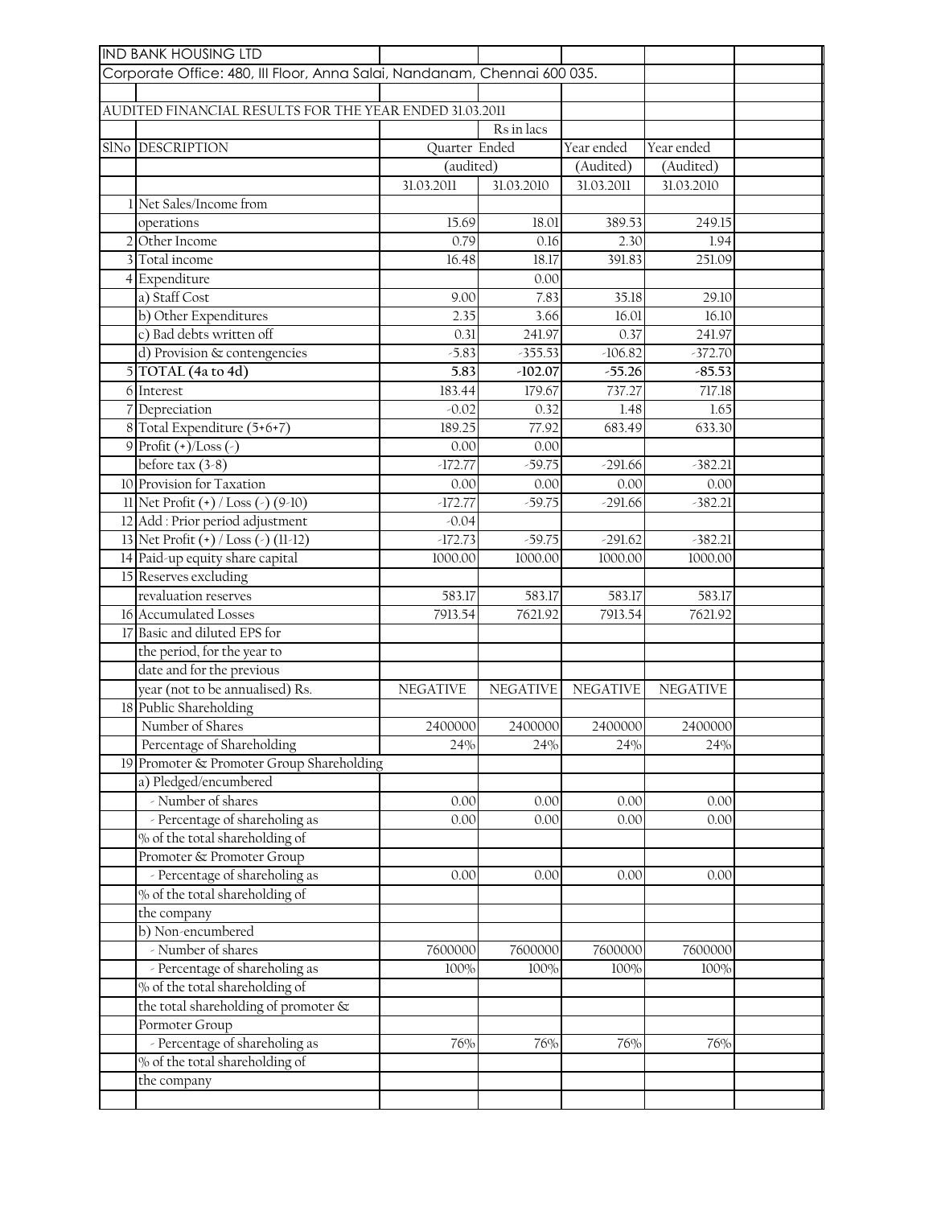IND BANK HOUSING LTD

Corporate Office: 480, III Floor, Anna Salai, Nandanam, Chennai 600 035.

AUDITED FINANCIAL RESULTS FOR THE YEAR ENDED 31.03.2011

Rs in lacs

| SlNo | DESCRIPTION | Quarter Ended | | Year ended | Year ended |
|---|---|---|---|---|---|
| | | (audited) | | (Audited) | (Audited) |
| | | 31.03.2011 | 31.03.2010 | 31.03.2011 | 31.03.2010 |
| 1 | Net Sales/Income from operations | 15.69 | 18.01 | 389.53 | 249.15 |
| 2 | Other Income | 0.79 | 0.16 | 2.30 | 1.94 |
| 3 | Total income | 16.48 | 18.17 | 391.83 | 251.09 |
| 4 | Expenditure | | 0.00 | | |
| | a) Staff Cost | 9.00 | 7.83 | 35.18 | 29.10 |
| | b) Other Expenditures | 2.35 | 3.66 | 16.01 | 16.10 |
| | c) Bad debts written off | 0.31 | 241.97 | 0.37 | 241.97 |
| | d) Provision & contengencies | -5.83 | -355.53 | -106.82 | -372.70 |
| 5 | **TOTAL (4a to 4d)** | **5.83** | **-102.07** | **-55.26** | **-85.53** |
| 6 | Interest | 183.44 | 179.67 | 737.27 | 717.18 |
| 7 | Depreciation | -0.02 | 0.32 | 1.48 | 1.65 |
| 8 | Total Expenditure (5+6+7) | 189.25 | 77.92 | 683.49 | 633.30 |
| 9 | Profit (+)/Loss (-) before tax (3-8) | -172.77 | -59.75 | -291.66 | -382.21 |
| 10 | Provision for Taxation | 0.00 | 0.00 | 0.00 | 0.00 |
| 11 | Net Profit (+) / Loss (-) (9-10) | -172.77 | -59.75 | -291.66 | -382.21 |
| 12 | Add : Prior period adjustment | -0.04 | | | |
| 13 | Net Profit (+) / Loss (-) (11-12) | -172.73 | -59.75 | -291.62 | -382.21 |
| 14 | Paid-up equity share capital | 1000.00 | 1000.00 | 1000.00 | 1000.00 |
| 15 | Reserves excluding revaluation reserves | 583.17 | 583.17 | 583.17 | 583.17 |
| 16 | Accumulated Losses | 7913.54 | 7621.92 | 7913.54 | 7621.92 |
| 17 | Basic and diluted EPS for the period, for the year to date and for the previous year (not to be annualised) Rs. | NEGATIVE | NEGATIVE | NEGATIVE | NEGATIVE |
| 18 | Public Shareholding | | | | |
| | Number of Shares | 2400000 | 2400000 | 2400000 | 2400000 |
| | Percentage of Shareholding | 24% | 24% | 24% | 24% |
| 19 | Promoter & Promoter Group Shareholding | | | | |
| | a) Pledged/encumbered | | | | |
| | - Number of shares | 0.00 | 0.00 | 0.00 | 0.00 |
| | - Percentage of shareholing as % of the total shareholding of Promoter & Promoter Group | 0.00 | 0.00 | 0.00 | 0.00 |
| | - Percentage of shareholing as % of the total shareholding of the company | 0.00 | 0.00 | 0.00 | 0.00 |
| | b) Non-encumbered | | | | |
| | - Number of shares | 7600000 | 7600000 | 7600000 | 7600000 |
| | - Percentage of shareholing as % of the total shareholding of the total shareholding of promoter & Pormoter Group | 100% | 100% | 100% | 100% |
| | - Percentage of shareholing as % of the total shareholding of the company | 76% | 76% | 76% | 76% |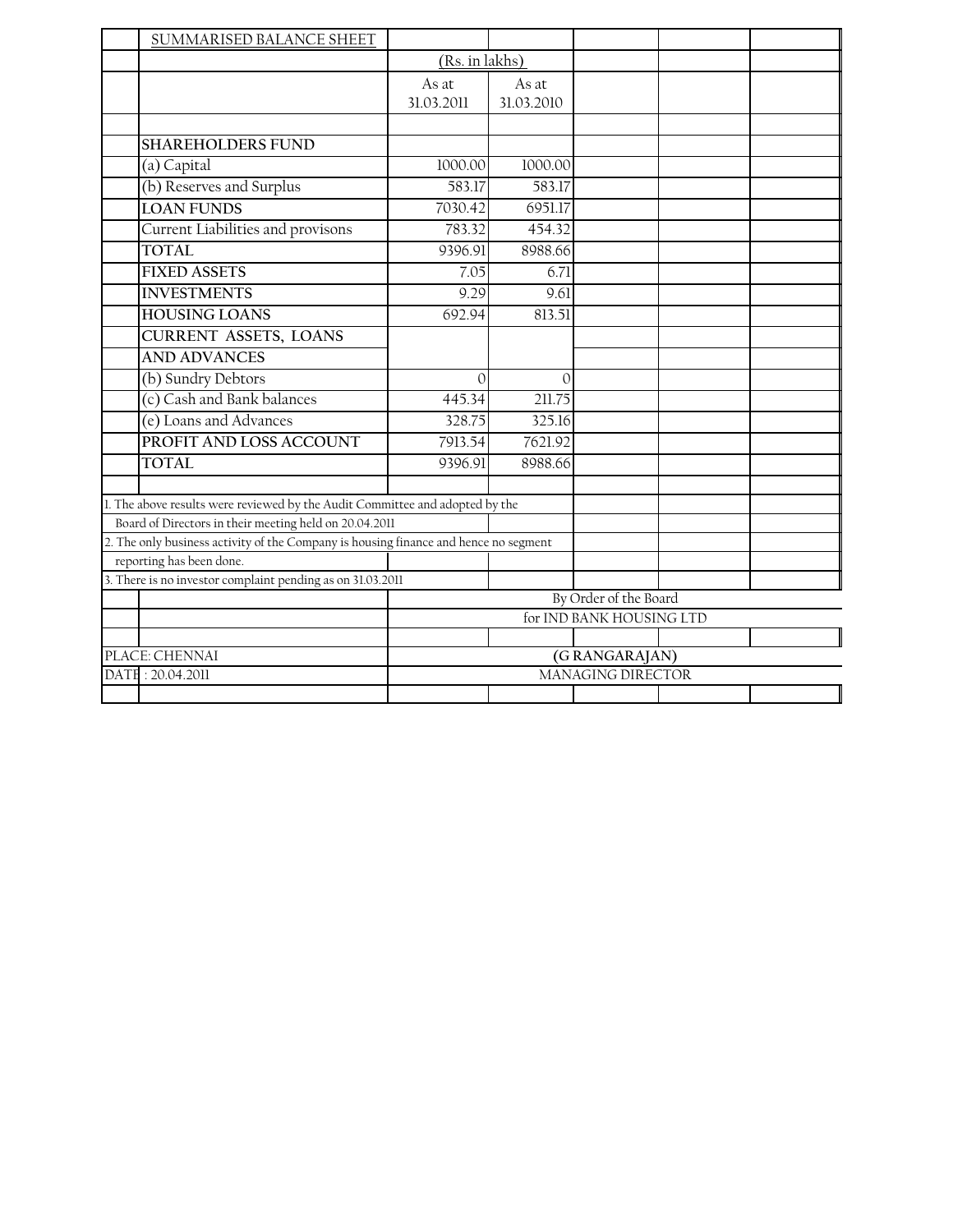## SUMMARISED BALANCE SHEET

| | (Rs. in lakhs) | |
|---|---|---|
| | As at 31.03.2011 | As at 31.03.2010 |
| **SHAREHOLDERS FUND** | | |
| (a) Capital | 1000.00 | 1000.00 |
| (b) Reserves and Surplus | 583.17 | 583.17 |
| **LOAN FUNDS** | 7030.42 | 6951.17 |
| Current Liabilities and provisons | 783.32 | 454.32 |
| **TOTAL** | 9396.91 | 8988.66 |
| **FIXED ASSETS** | 7.05 | 6.71 |
| **INVESTMENTS** | 9.29 | 9.61 |
| **HOUSING LOANS** | 692.94 | 813.51 |
| **CURRENT ASSETS, LOANS AND ADVANCES** | | |
| (b) Sundry Debtors | 0 | 0 |
| (c) Cash and Bank balances | 445.34 | 211.75 |
| (e) Loans and Advances | 328.75 | 325.16 |
| **PROFIT AND LOSS ACCOUNT** | 7913.54 | 7621.92 |
| **TOTAL** | 9396.91 | 8988.66 |

1. The above results were reviewed by the Audit Committee and adopted by the Board of Directors in their meeting held on 20.04.2011
2. The only business activity of the Company is housing finance and hence no segment reporting has been done.
3. There is no investor complaint pending as on 31.03.2011

By Order of the Board
for IND BANK HOUSING LTD

PLACE: CHENNAI
DATE : 20.04.2011

**(G RANGARAJAN)**
MANAGING DIRECTOR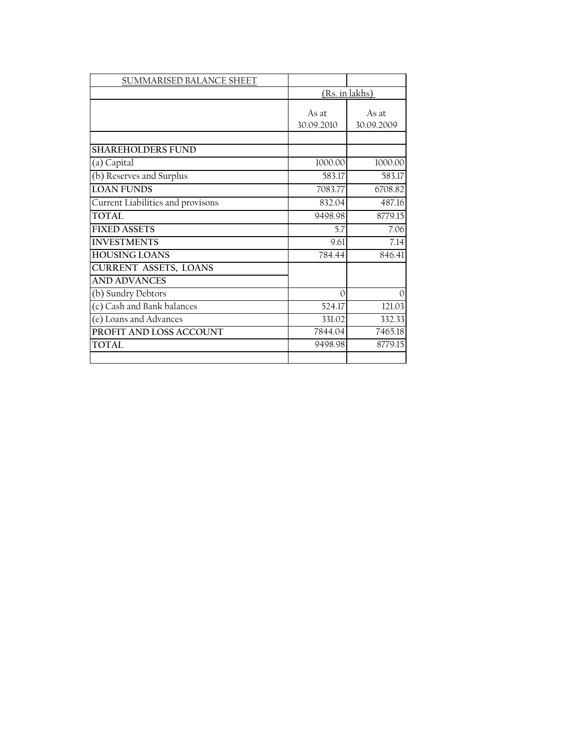| SUMMARISED BALANCE SHEET | | |
|---|---|---|
| | (Rs. in lakhs) | |
| | As at 30.09.2010 | As at 30.09.2009 |
| | | |
| **SHAREHOLDERS FUND** | | |
| (a) Capital | 1000.00 | 1000.00 |
| (b) Reserves and Surplus | 583.17 | 583.17 |
| **LOAN FUNDS** | 7083.77 | 6708.82 |
| Current Liabilities and provisons | 832.04 | 487.16 |
| **TOTAL** | 9498.98 | 8779.15 |
| **FIXED ASSETS** | 5.7 | 7.06 |
| **INVESTMENTS** | 9.61 | 7.14 |
| **HOUSING LOANS** | 784.44 | 846.41 |
| **CURRENT ASSETS, LOANS** | | |
| **AND ADVANCES** | | |
| (b) Sundry Debtors | 0 | 0 |
| (c) Cash and Bank balances | 524.17 | 121.03 |
| (e) Loans and Advances | 331.02 | 332.33 |
| **PROFIT AND LOSS ACCOUNT** | 7844.04 | 7465.18 |
| **TOTAL** | 9498.98 | 8779.15 |